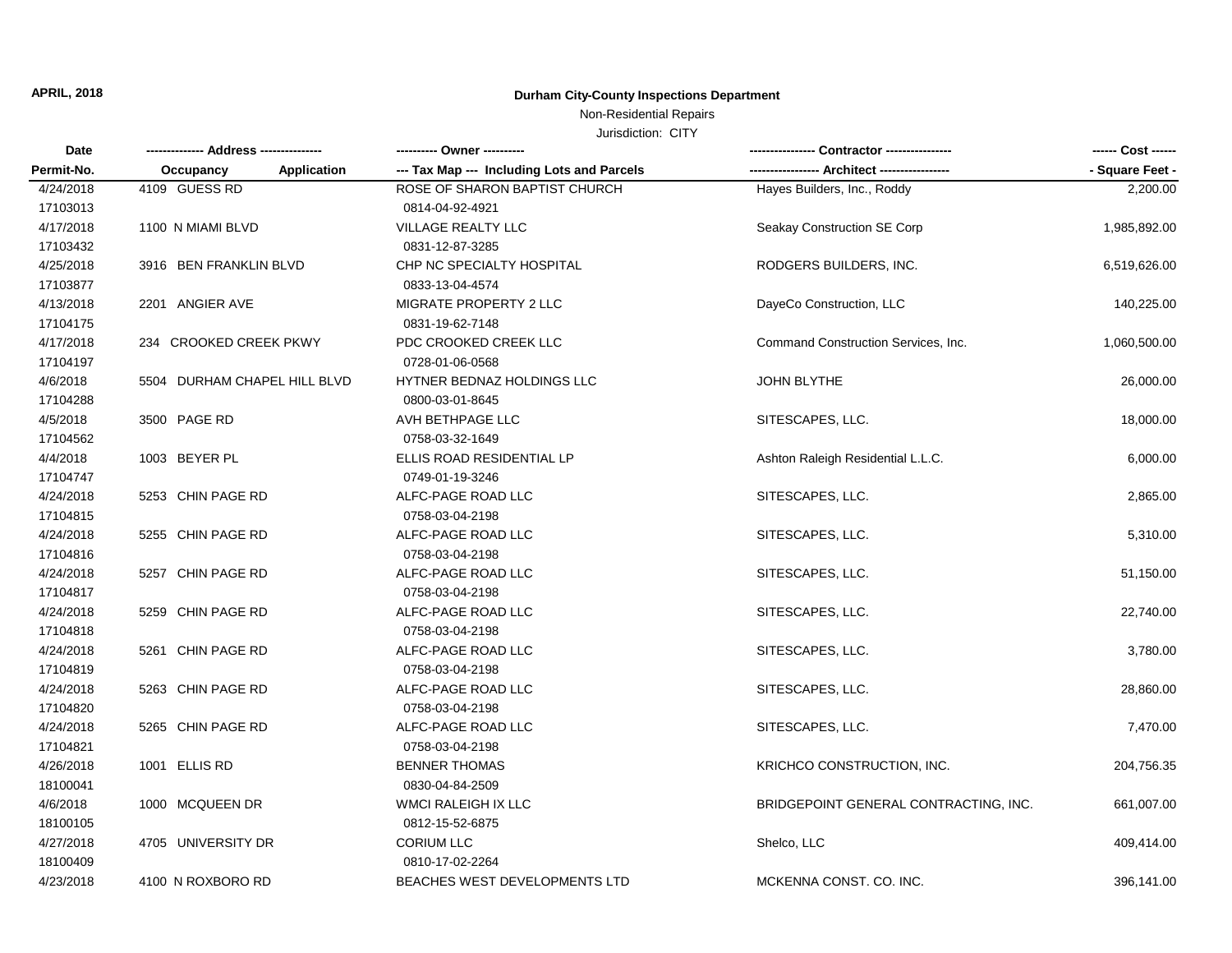**APRIL, 2018**

## Durham City-County Inspections Department

Non-Residential Repairs

Jurisdiction: CITY

| Date / Permit-No. | Address / Occupancy / Application | Owner / Tax Map --- Including Lots and Parcels | Contractor / Architect | Cost / Square Feet |
|---|---|---|---|---|
| 4/24/2018<br>17103013 | 4109 GUESS RD | ROSE OF SHARON BAPTIST CHURCH<br>0814-04-92-4921 | Hayes Builders, Inc., Roddy | 2,200.00 |
| 4/17/2018<br>17103432 | 1100 N MIAMI BLVD | VILLAGE REALTY LLC<br>0831-12-87-3285 | Seakay Construction SE Corp | 1,985,892.00 |
| 4/25/2018<br>17103877 | 3916 BEN FRANKLIN BLVD | CHP NC SPECIALTY HOSPITAL<br>0833-13-04-4574 | RODGERS BUILDERS, INC. | 6,519,626.00 |
| 4/13/2018<br>17104175 | 2201 ANGIER AVE | MIGRATE PROPERTY 2 LLC<br>0831-19-62-7148 | DayeCo Construction, LLC | 140,225.00 |
| 4/17/2018<br>17104197 | 234 CROOKED CREEK PKWY | PDC CROOKED CREEK LLC<br>0728-01-06-0568 | Command Construction Services, Inc. | 1,060,500.00 |
| 4/6/2018<br>17104288 | 5504 DURHAM CHAPEL HILL BLVD | HYTNER BEDNAZ HOLDINGS LLC<br>0800-03-01-8645 | JOHN BLYTHE | 26,000.00 |
| 4/5/2018<br>17104562 | 3500 PAGE RD | AVH BETHPAGE LLC<br>0758-03-32-1649 | SITESCAPES, LLC. | 18,000.00 |
| 4/4/2018<br>17104747 | 1003 BEYER PL | ELLIS ROAD RESIDENTIAL LP<br>0749-01-19-3246 | Ashton Raleigh Residential L.L.C. | 6,000.00 |
| 4/24/2018<br>17104815 | 5253 CHIN PAGE RD | ALFC-PAGE ROAD LLC<br>0758-03-04-2198 | SITESCAPES, LLC. | 2,865.00 |
| 4/24/2018<br>17104816 | 5255 CHIN PAGE RD | ALFC-PAGE ROAD LLC<br>0758-03-04-2198 | SITESCAPES, LLC. | 5,310.00 |
| 4/24/2018<br>17104817 | 5257 CHIN PAGE RD | ALFC-PAGE ROAD LLC<br>0758-03-04-2198 | SITESCAPES, LLC. | 51,150.00 |
| 4/24/2018<br>17104818 | 5259 CHIN PAGE RD | ALFC-PAGE ROAD LLC<br>0758-03-04-2198 | SITESCAPES, LLC. | 22,740.00 |
| 4/24/2018<br>17104819 | 5261 CHIN PAGE RD | ALFC-PAGE ROAD LLC<br>0758-03-04-2198 | SITESCAPES, LLC. | 3,780.00 |
| 4/24/2018<br>17104820 | 5263 CHIN PAGE RD | ALFC-PAGE ROAD LLC<br>0758-03-04-2198 | SITESCAPES, LLC. | 28,860.00 |
| 4/24/2018<br>17104821 | 5265 CHIN PAGE RD | ALFC-PAGE ROAD LLC<br>0758-03-04-2198 | SITESCAPES, LLC. | 7,470.00 |
| 4/26/2018<br>18100041 | 1001 ELLIS RD | BENNER THOMAS<br>0830-04-84-2509 | KRICHCO CONSTRUCTION, INC. | 204,756.35 |
| 4/6/2018<br>18100105 | 1000 MCQUEEN DR | WMCI RALEIGH IX LLC<br>0812-15-52-6875 | BRIDGEPOINT GENERAL CONTRACTING, INC. | 661,007.00 |
| 4/27/2018<br>18100409 | 4705 UNIVERSITY DR | CORIUM LLC<br>0810-17-02-2264 | Shelco, LLC | 409,414.00 |
| 4/23/2018 | 4100 N ROXBORO RD | BEACHES WEST DEVELOPMENTS LTD | MCKENNA CONST. CO. INC. | 396,141.00 |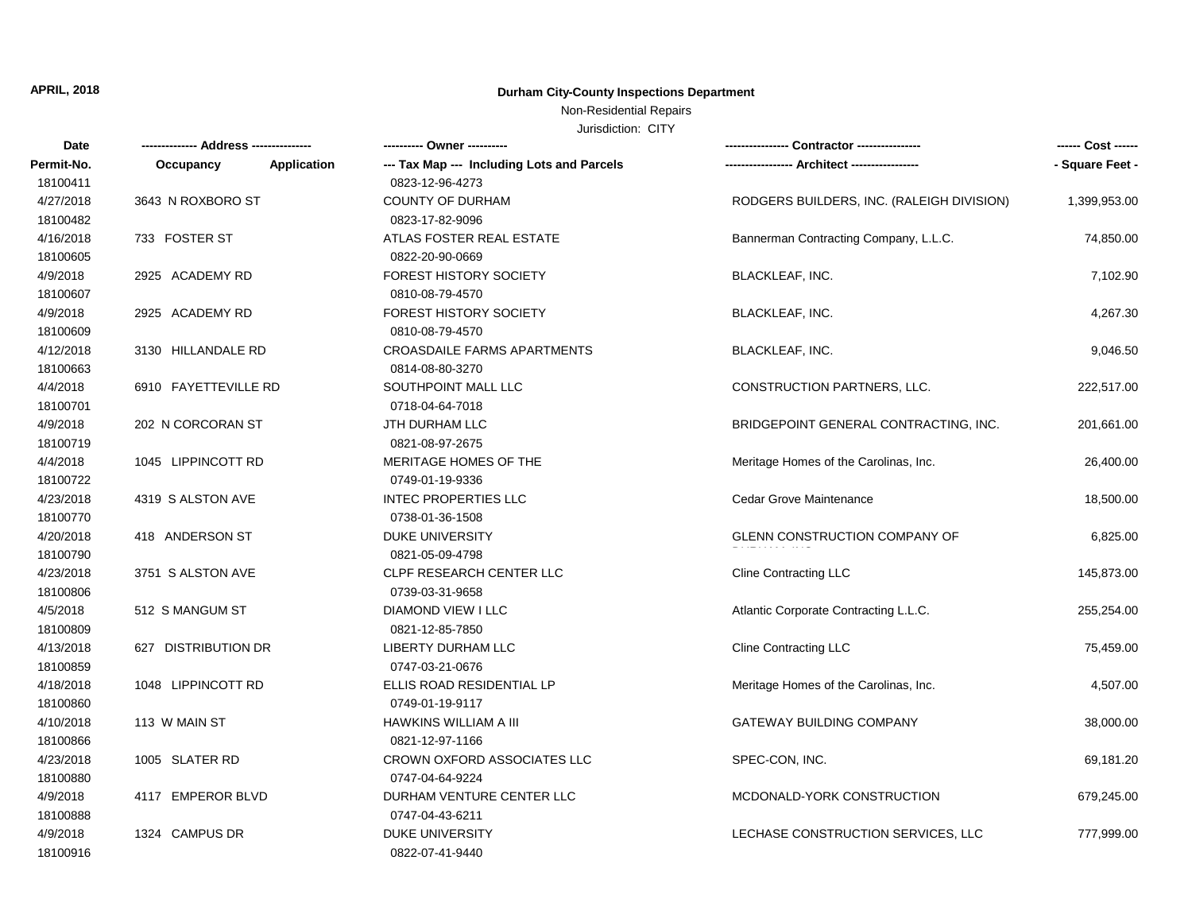**APRIL, 2018**

# Durham City-County Inspections Department

Non-Residential Repairs

Jurisdiction: CITY

| Date<br>Permit-No. | ------------- Address --------------<br>Occupancy Application | ---------- Owner ----------<br>--- Tax Map --- Including Lots and Parcels | ---------------- Contractor ----------------<br>----------------- Architect ----------------- | ------ Cost ------<br>- Square Feet - |
|---|---|---|---|---|
| 18100411 | | 0823-12-96-4273 | | |
| 4/27/2018 | 3643 N ROXBORO ST | COUNTY OF DURHAM | RODGERS BUILDERS, INC. (RALEIGH DIVISION) | 1,399,953.00 |
| 18100482 | | 0823-17-82-9096 | | |
| 4/16/2018 | 733 FOSTER ST | ATLAS FOSTER REAL ESTATE | Bannerman Contracting Company, L.L.C. | 74,850.00 |
| 18100605 | | 0822-20-90-0669 | | |
| 4/9/2018 | 2925 ACADEMY RD | FOREST HISTORY SOCIETY | BLACKLEAF, INC. | 7,102.90 |
| 18100607 | | 0810-08-79-4570 | | |
| 4/9/2018 | 2925 ACADEMY RD | FOREST HISTORY SOCIETY | BLACKLEAF, INC. | 4,267.30 |
| 18100609 | | 0810-08-79-4570 | | |
| 4/12/2018 | 3130 HILLANDALE RD | CROASDAILE FARMS APARTMENTS | BLACKLEAF, INC. | 9,046.50 |
| 18100663 | | 0814-08-80-3270 | | |
| 4/4/2018 | 6910 FAYETTEVILLE RD | SOUTHPOINT MALL LLC | CONSTRUCTION PARTNERS, LLC. | 222,517.00 |
| 18100701 | | 0718-04-64-7018 | | |
| 4/9/2018 | 202 N CORCORAN ST | JTH DURHAM LLC | BRIDGEPOINT GENERAL CONTRACTING, INC. | 201,661.00 |
| 18100719 | | 0821-08-97-2675 | | |
| 4/4/2018 | 1045 LIPPINCOTT RD | MERITAGE HOMES OF THE | Meritage Homes of the Carolinas, Inc. | 26,400.00 |
| 18100722 | | 0749-01-19-9336 | | |
| 4/23/2018 | 4319 S ALSTON AVE | INTEC PROPERTIES LLC | Cedar Grove Maintenance | 18,500.00 |
| 18100770 | | 0738-01-36-1508 | | |
| 4/20/2018 | 418 ANDERSON ST | DUKE UNIVERSITY | GLENN CONSTRUCTION COMPANY OF DURHAM, INC. | 6,825.00 |
| 18100790 | | 0821-05-09-4798 | | |
| 4/23/2018 | 3751 S ALSTON AVE | CLPF RESEARCH CENTER LLC | Cline Contracting LLC | 145,873.00 |
| 18100806 | | 0739-03-31-9658 | | |
| 4/5/2018 | 512 S MANGUM ST | DIAMOND VIEW I LLC | Atlantic Corporate Contracting L.L.C. | 255,254.00 |
| 18100809 | | 0821-12-85-7850 | | |
| 4/13/2018 | 627 DISTRIBUTION DR | LIBERTY DURHAM LLC | Cline Contracting LLC | 75,459.00 |
| 18100859 | | 0747-03-21-0676 | | |
| 4/18/2018 | 1048 LIPPINCOTT RD | ELLIS ROAD RESIDENTIAL LP | Meritage Homes of the Carolinas, Inc. | 4,507.00 |
| 18100860 | | 0749-01-19-9117 | | |
| 4/10/2018 | 113 W MAIN ST | HAWKINS WILLIAM A III | GATEWAY BUILDING COMPANY | 38,000.00 |
| 18100866 | | 0821-12-97-1166 | | |
| 4/23/2018 | 1005 SLATER RD | CROWN OXFORD ASSOCIATES LLC | SPEC-CON, INC. | 69,181.20 |
| 18100880 | | 0747-04-64-9224 | | |
| 4/9/2018 | 4117 EMPEROR BLVD | DURHAM VENTURE CENTER LLC | MCDONALD-YORK CONSTRUCTION | 679,245.00 |
| 18100888 | | 0747-04-43-6211 | | |
| 4/9/2018 | 1324 CAMPUS DR | DUKE UNIVERSITY | LECHASE CONSTRUCTION SERVICES, LLC | 777,999.00 |
| 18100916 | | 0822-07-41-9440 | | |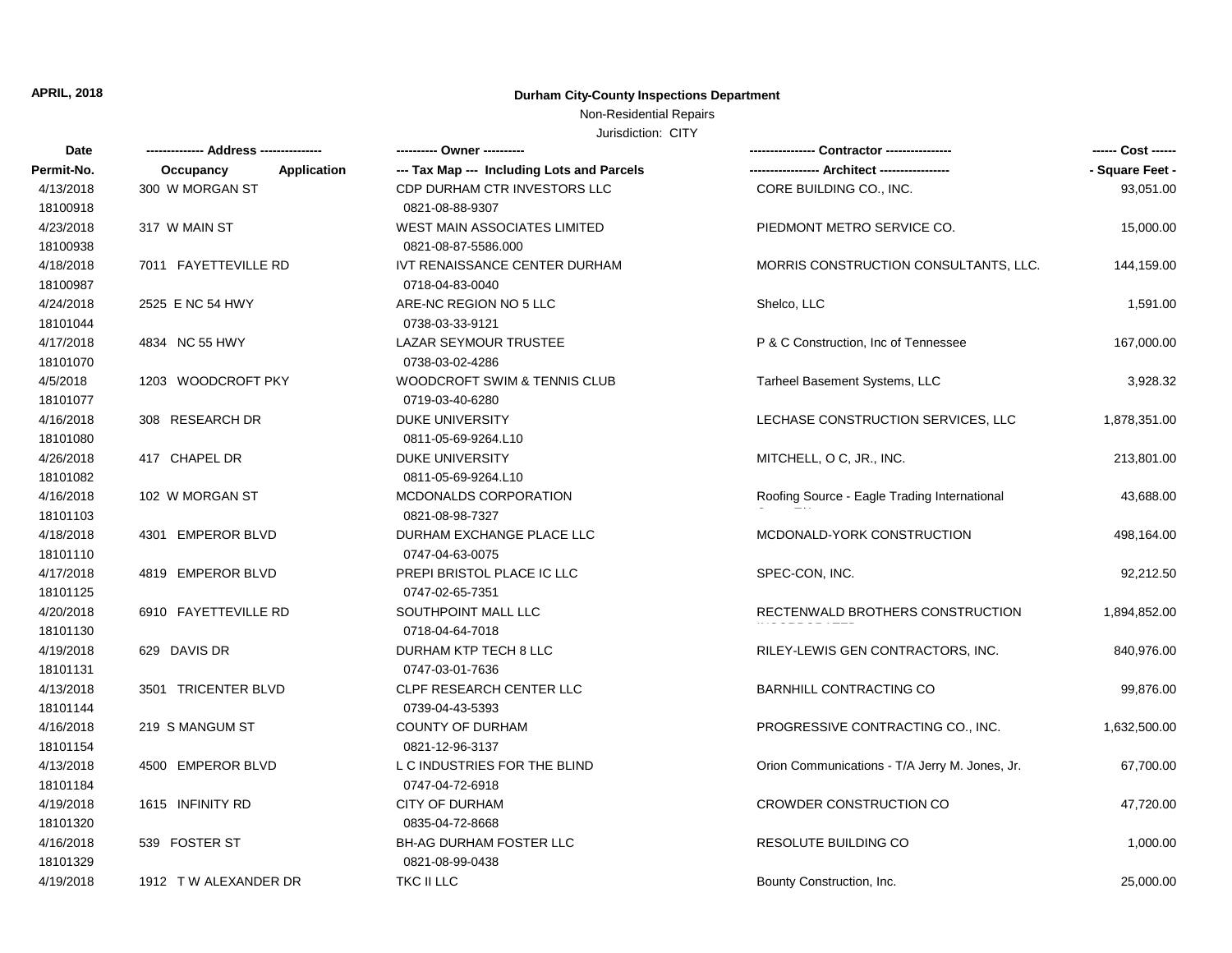**APRIL, 2018**

# Durham City-County Inspections Department

Non-Residential Repairs

Jurisdiction: CITY

| Date<br>Permit-No. | ------------- Address --------------<br>Occupancy Application | ---------- Owner ----------<br>--- Tax Map --- Including Lots and Parcels | ---------------- Contractor ----------------<br>----------------- Architect ----------------- | ------ Cost ------<br>- Square Feet - |
|---|---|---|---|---|
| 4/13/2018<br>18100918 | 300 W MORGAN ST | CDP DURHAM CTR INVESTORS LLC<br>0821-08-88-9307 | CORE BUILDING CO., INC. | 93,051.00 |
| 4/23/2018<br>18100938 | 317 W MAIN ST | WEST MAIN ASSOCIATES LIMITED<br>0821-08-87-5586.000 | PIEDMONT METRO SERVICE CO. | 15,000.00 |
| 4/18/2018<br>18100987 | 7011 FAYETTEVILLE RD | IVT RENAISSANCE CENTER DURHAM<br>0718-04-83-0040 | MORRIS CONSTRUCTION CONSULTANTS, LLC. | 144,159.00 |
| 4/24/2018<br>18101044 | 2525 E NC 54 HWY | ARE-NC REGION NO 5 LLC<br>0738-03-33-9121 | Shelco, LLC | 1,591.00 |
| 4/17/2018<br>18101070 | 4834 NC 55 HWY | LAZAR SEYMOUR TRUSTEE<br>0738-03-02-4286 | P & C Construction, Inc of Tennessee | 167,000.00 |
| 4/5/2018<br>18101077 | 1203 WOODCROFT PKY | WOODCROFT SWIM & TENNIS CLUB<br>0719-03-40-6280 | Tarheel Basement Systems, LLC | 3,928.32 |
| 4/16/2018<br>18101080 | 308 RESEARCH DR | DUKE UNIVERSITY<br>0811-05-69-9264.L10 | LECHASE CONSTRUCTION SERVICES, LLC | 1,878,351.00 |
| 4/26/2018<br>18101082 | 417 CHAPEL DR | DUKE UNIVERSITY<br>0811-05-69-9264.L10 | MITCHELL, O C, JR., INC. | 213,801.00 |
| 4/16/2018<br>18101103 | 102 W MORGAN ST | MCDONALDS CORPORATION<br>0821-08-98-7327 | Roofing Source - Eagle Trading International | 43,688.00 |
| 4/18/2018<br>18101110 | 4301 EMPEROR BLVD | DURHAM EXCHANGE PLACE LLC<br>0747-04-63-0075 | MCDONALD-YORK CONSTRUCTION | 498,164.00 |
| 4/17/2018<br>18101125 | 4819 EMPEROR BLVD | PREPI BRISTOL PLACE IC LLC<br>0747-02-65-7351 | SPEC-CON, INC. | 92,212.50 |
| 4/20/2018<br>18101130 | 6910 FAYETTEVILLE RD | SOUTHPOINT MALL LLC<br>0718-04-64-7018 | RECTENWALD BROTHERS CONSTRUCTION | 1,894,852.00 |
| 4/19/2018<br>18101131 | 629 DAVIS DR | DURHAM KTP TECH 8 LLC<br>0747-03-01-7636 | RILEY-LEWIS GEN CONTRACTORS, INC. | 840,976.00 |
| 4/13/2018<br>18101144 | 3501 TRICENTER BLVD | CLPF RESEARCH CENTER LLC<br>0739-04-43-5393 | BARNHILL CONTRACTING CO | 99,876.00 |
| 4/16/2018<br>18101154 | 219 S MANGUM ST | COUNTY OF DURHAM<br>0821-12-96-3137 | PROGRESSIVE CONTRACTING CO., INC. | 1,632,500.00 |
| 4/13/2018<br>18101184 | 4500 EMPEROR BLVD | L C INDUSTRIES FOR THE BLIND<br>0747-04-72-6918 | Orion Communications - T/A Jerry M. Jones, Jr. | 67,700.00 |
| 4/19/2018<br>18101320 | 1615 INFINITY RD | CITY OF DURHAM<br>0835-04-72-8668 | CROWDER CONSTRUCTION CO | 47,720.00 |
| 4/16/2018<br>18101329 | 539 FOSTER ST | BH-AG DURHAM FOSTER LLC<br>0821-08-99-0438 | RESOLUTE BUILDING CO | 1,000.00 |
| 4/19/2018 | 1912 T W ALEXANDER DR | TKC II LLC | Bounty Construction, Inc. | 25,000.00 |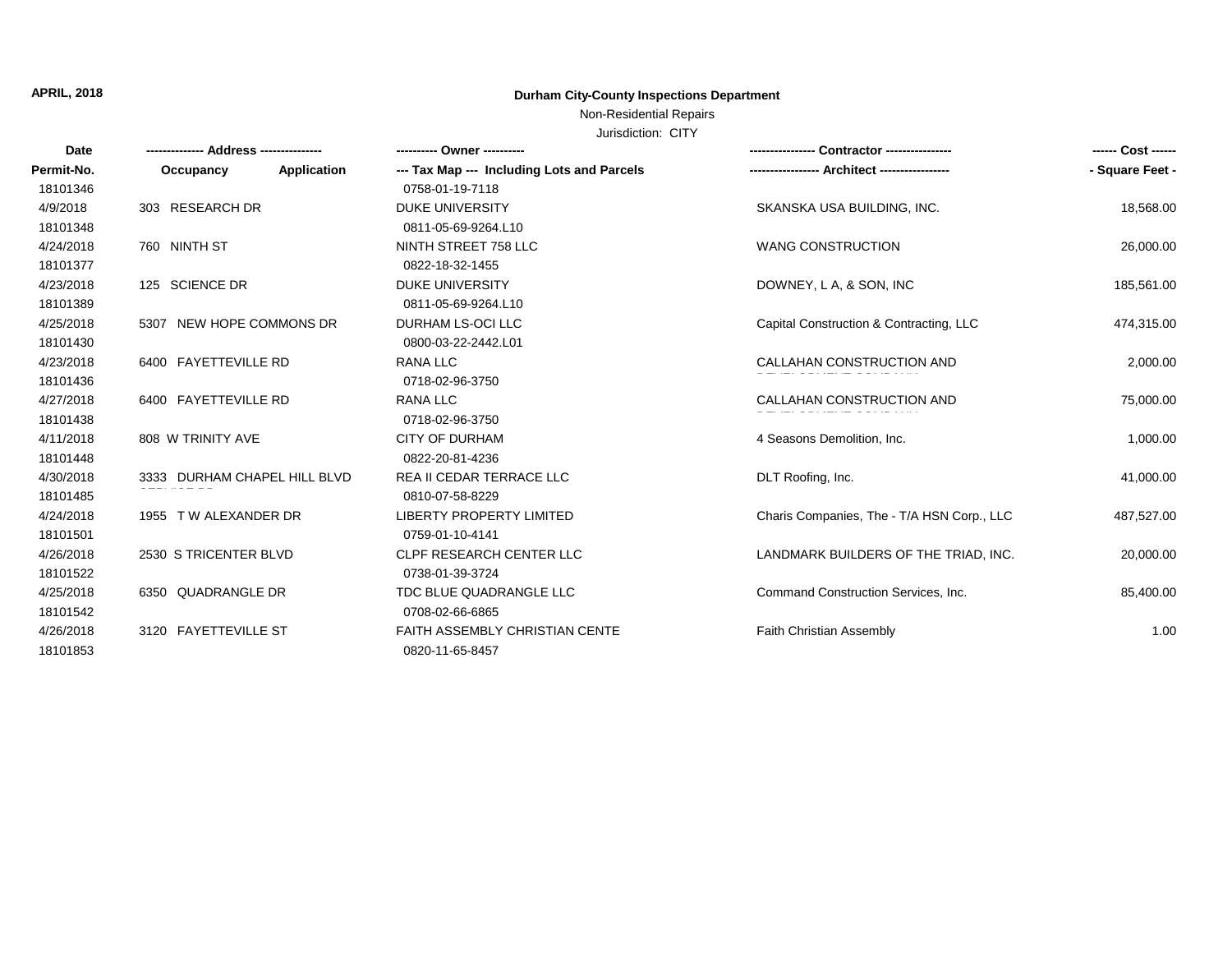**APRIL, 2018**

**Durham City-County Inspections Department**

Non-Residential Repairs

Jurisdiction: CITY

| Date / Permit-No. | Address (Occupancy / Application) | Owner / Tax Map --- Including Lots and Parcels | Contractor / Architect | Cost / Square Feet |
|---|---|---|---|---|
| 4/9/2018 18101346 | 303 RESEARCH DR | DUKE UNIVERSITY 0758-01-19-7118 | SKANSKA USA BUILDING, INC. | 18,568.00 |
| 4/24/2018 18101348 | 760 NINTH ST | NINTH STREET 758 LLC 0811-05-69-9264.L10 | WANG CONSTRUCTION | 26,000.00 |
| 4/23/2018 18101377 | 125 SCIENCE DR | DUKE UNIVERSITY 0822-18-32-1455 | DOWNEY, L A, & SON, INC | 185,561.00 |
| 4/25/2018 18101389 | 5307 NEW HOPE COMMONS DR | DURHAM LS-OCI LLC 0811-05-69-9264.L10 | Capital Construction & Contracting, LLC | 474,315.00 |
| 4/23/2018 18101430 | 6400 FAYETTEVILLE RD | RANA LLC 0800-03-22-2442.L01 | CALLAHAN CONSTRUCTION AND DEVELOPMENT COMPANY | 2,000.00 |
| 4/27/2018 18101436 | 6400 FAYETTEVILLE RD | RANA LLC 0718-02-96-3750 | CALLAHAN CONSTRUCTION AND DEVELOPMENT COMPANY | 75,000.00 |
| 4/11/2018 18101438 | 808 W TRINITY AVE | CITY OF DURHAM 0718-02-96-3750 | 4 Seasons Demolition, Inc. | 1,000.00 |
| 4/30/2018 18101448 | 3333 DURHAM CHAPEL HILL BLVD SERVICE RD | REA II CEDAR TERRACE LLC 0822-20-81-4236 | DLT Roofing, Inc. | 41,000.00 |
| 4/24/2018 18101485 | 1955 T W ALEXANDER DR | LIBERTY PROPERTY LIMITED 0810-07-58-8229 | Charis Companies, The - T/A HSN Corp., LLC | 487,527.00 |
| 4/26/2018 18101501 | 2530 S TRICENTER BLVD | CLPF RESEARCH CENTER LLC 0759-01-10-4141 | LANDMARK BUILDERS OF THE TRIAD, INC. | 20,000.00 |
| 4/25/2018 18101522 | 6350 QUADRANGLE DR | TDC BLUE QUADRANGLE LLC 0738-01-39-3724 | Command Construction Services, Inc. | 85,400.00 |
| 4/26/2018 18101542 | 3120 FAYETTEVILLE ST | FAITH ASSEMBLY CHRISTIAN CENTE 0708-02-66-6865 | Faith Christian Assembly | 1.00 |
| 18101853 | | 0820-11-65-8457 | | |